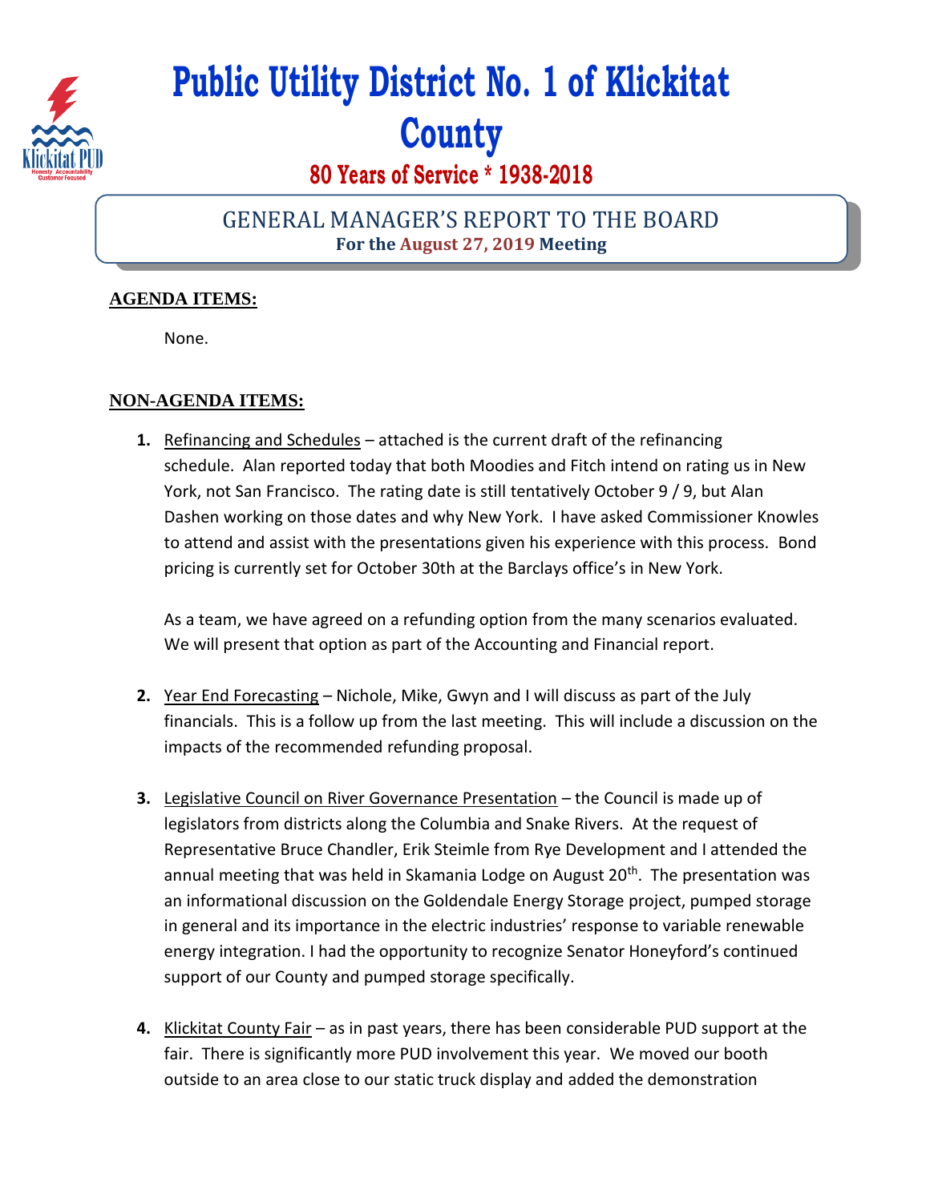# Public Utility District No. 1 of Klickitat County

## 80 Years of Service * 1938-2018

## GENERAL MANAGER'S REPORT TO THE BOARD

**For the August 27, 2019 Meeting**

### AGENDA ITEMS:

None.

### NON-AGENDA ITEMS:

1. Refinancing and Schedules – attached is the current draft of the refinancing schedule. Alan reported today that both Moodies and Fitch intend on rating us in New York, not San Francisco. The rating date is still tentatively October 9 / 9, but Alan Dashen working on those dates and why New York. I have asked Commissioner Knowles to attend and assist with the presentations given his experience with this process. Bond pricing is currently set for October 30th at the Barclays office's in New York.

   As a team, we have agreed on a refunding option from the many scenarios evaluated. We will present that option as part of the Accounting and Financial report.

2. Year End Forecasting – Nichole, Mike, Gwyn and I will discuss as part of the July financials. This is a follow up from the last meeting. This will include a discussion on the impacts of the recommended refunding proposal.

3. Legislative Council on River Governance Presentation – the Council is made up of legislators from districts along the Columbia and Snake Rivers. At the request of Representative Bruce Chandler, Erik Steimle from Rye Development and I attended the annual meeting that was held in Skamania Lodge on August 20th. The presentation was an informational discussion on the Goldendale Energy Storage project, pumped storage in general and its importance in the electric industries' response to variable renewable energy integration. I had the opportunity to recognize Senator Honeyford's continued support of our County and pumped storage specifically.

4. Klickitat County Fair – as in past years, there has been considerable PUD support at the fair. There is significantly more PUD involvement this year. We moved our booth outside to an area close to our static truck display and added the demonstration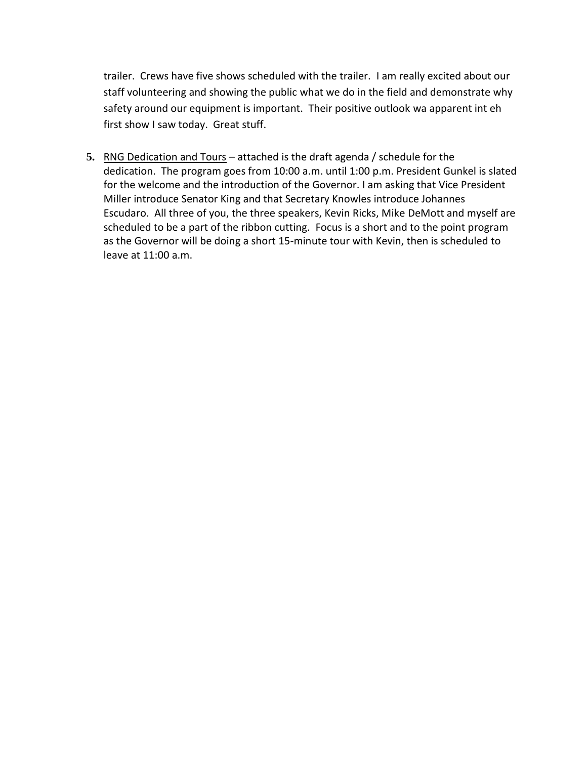trailer. Crews have five shows scheduled with the trailer. I am really excited about our staff volunteering and showing the public what we do in the field and demonstrate why safety around our equipment is important. Their positive outlook wa apparent int eh first show I saw today. Great stuff.

5. <u>RNG Dedication and Tours</u> – attached is the draft agenda / schedule for the dedication. The program goes from 10:00 a.m. until 1:00 p.m. President Gunkel is slated for the welcome and the introduction of the Governor. I am asking that Vice President Miller introduce Senator King and that Secretary Knowles introduce Johannes Escudaro. All three of you, the three speakers, Kevin Ricks, Mike DeMott and myself are scheduled to be a part of the ribbon cutting. Focus is a short and to the point program as the Governor will be doing a short 15-minute tour with Kevin, then is scheduled to leave at 11:00 a.m.